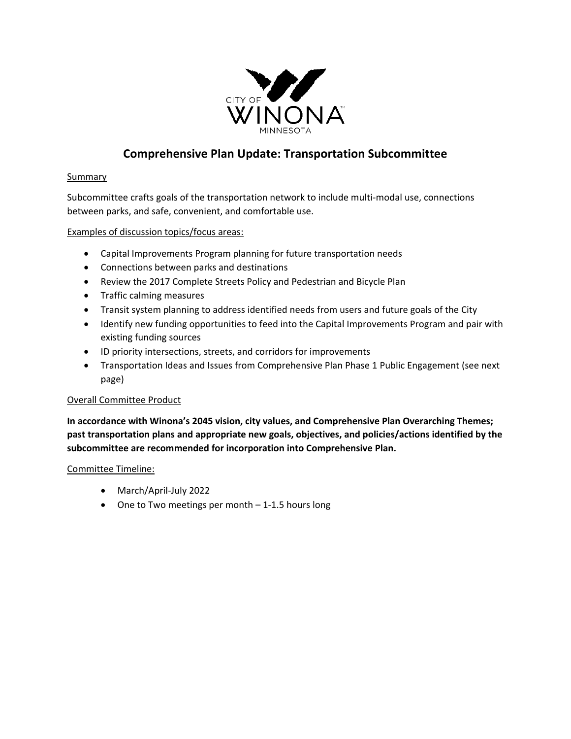CITY OF WINONA MINNESOTA

# Comprehensive Plan Update: Transportation Subcommittee

Summary

Subcommittee crafts goals of the transportation network to include multi-modal use, connections between parks, and safe, convenient, and comfortable use.

Examples of discussion topics/focus areas:

- Capital Improvements Program planning for future transportation needs
- Connections between parks and destinations
- Review the 2017 Complete Streets Policy and Pedestrian and Bicycle Plan
- Traffic calming measures
- Transit system planning to address identified needs from users and future goals of the City
- Identify new funding opportunities to feed into the Capital Improvements Program and pair with existing funding sources
- ID priority intersections, streets, and corridors for improvements
- Transportation Ideas and Issues from Comprehensive Plan Phase 1 Public Engagement (see next page)

Overall Committee Product

**In accordance with Winona's 2045 vision, city values, and Comprehensive Plan Overarching Themes; past transportation plans and appropriate new goals, objectives, and policies/actions identified by the subcommittee are recommended for incorporation into Comprehensive Plan.**

Committee Timeline:

- March/April-July 2022
- One to Two meetings per month – 1-1.5 hours long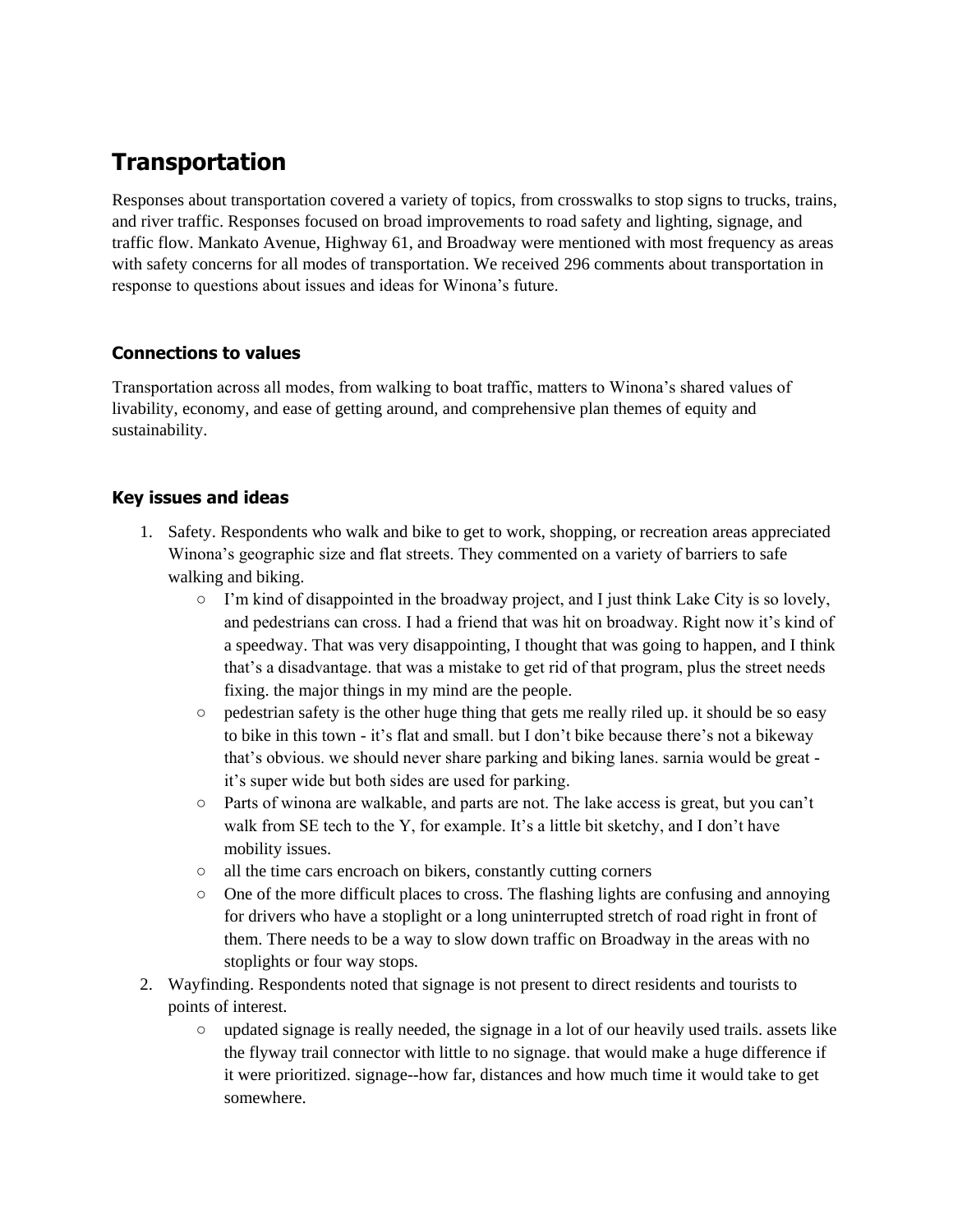# Transportation

Responses about transportation covered a variety of topics, from crosswalks to stop signs to trucks, trains, and river traffic. Responses focused on broad improvements to road safety and lighting, signage, and traffic flow. Mankato Avenue, Highway 61, and Broadway were mentioned with most frequency as areas with safety concerns for all modes of transportation. We received 296 comments about transportation in response to questions about issues and ideas for Winona's future.

### Connections to values

Transportation across all modes, from walking to boat traffic, matters to Winona's shared values of livability, economy, and ease of getting around, and comprehensive plan themes of equity and sustainability.

### Key issues and ideas

1. Safety. Respondents who walk and bike to get to work, shopping, or recreation areas appreciated Winona's geographic size and flat streets. They commented on a variety of barriers to safe walking and biking.
   - I'm kind of disappointed in the broadway project, and I just think Lake City is so lovely, and pedestrians can cross. I had a friend that was hit on broadway. Right now it's kind of a speedway. That was very disappointing, I thought that was going to happen, and I think that's a disadvantage. that was a mistake to get rid of that program, plus the street needs fixing. the major things in my mind are the people.
   - pedestrian safety is the other huge thing that gets me really riled up. it should be so easy to bike in this town - it's flat and small. but I don't bike because there's not a bikeway that's obvious. we should never share parking and biking lanes. sarnia would be great - it's super wide but both sides are used for parking.
   - Parts of winona are walkable, and parts are not. The lake access is great, but you can't walk from SE tech to the Y, for example. It's a little bit sketchy, and I don't have mobility issues.
   - all the time cars encroach on bikers, constantly cutting corners
   - One of the more difficult places to cross. The flashing lights are confusing and annoying for drivers who have a stoplight or a long uninterrupted stretch of road right in front of them. There needs to be a way to slow down traffic on Broadway in the areas with no stoplights or four way stops.
2. Wayfinding. Respondents noted that signage is not present to direct residents and tourists to points of interest.
   - updated signage is really needed, the signage in a lot of our heavily used trails. assets like the flyway trail connector with little to no signage. that would make a huge difference if it were prioritized. signage--how far, distances and how much time it would take to get somewhere.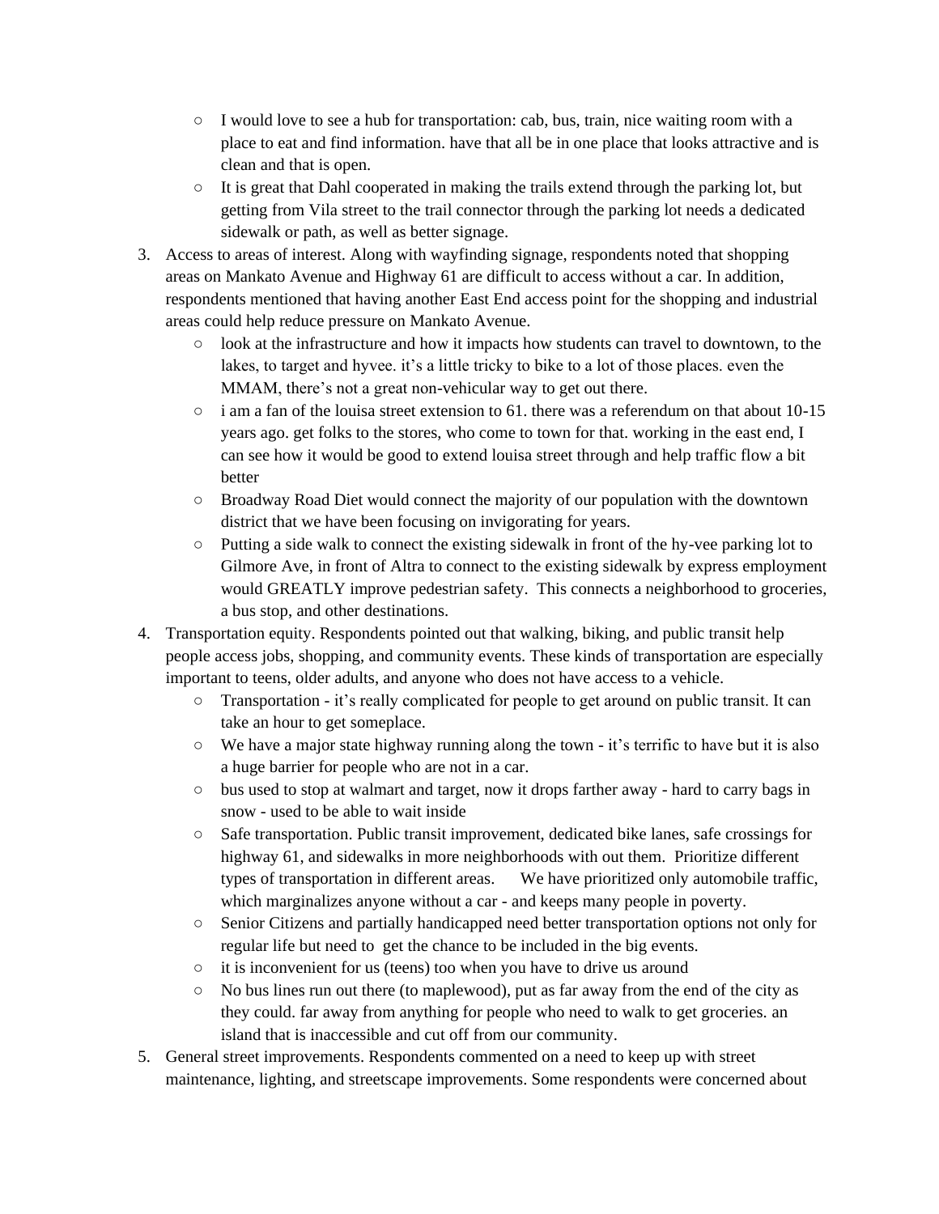- I would love to see a hub for transportation: cab, bus, train, nice waiting room with a place to eat and find information. have that all be in one place that looks attractive and is clean and that is open.
  - It is great that Dahl cooperated in making the trails extend through the parking lot, but getting from Vila street to the trail connector through the parking lot needs a dedicated sidewalk or path, as well as better signage.

3. Access to areas of interest. Along with wayfinding signage, respondents noted that shopping areas on Mankato Avenue and Highway 61 are difficult to access without a car. In addition, respondents mentioned that having another East End access point for the shopping and industrial areas could help reduce pressure on Mankato Avenue.
   - look at the infrastructure and how it impacts how students can travel to downtown, to the lakes, to target and hyvee. it's a little tricky to bike to a lot of those places. even the MMAM, there's not a great non-vehicular way to get out there.
   - i am a fan of the louisa street extension to 61. there was a referendum on that about 10-15 years ago. get folks to the stores, who come to town for that. working in the east end, I can see how it would be good to extend louisa street through and help traffic flow a bit better
   - Broadway Road Diet would connect the majority of our population with the downtown district that we have been focusing on invigorating for years.
   - Putting a side walk to connect the existing sidewalk in front of the hy-vee parking lot to Gilmore Ave, in front of Altra to connect to the existing sidewalk by express employment would GREATLY improve pedestrian safety. This connects a neighborhood to groceries, a bus stop, and other destinations.
4. Transportation equity. Respondents pointed out that walking, biking, and public transit help people access jobs, shopping, and community events. These kinds of transportation are especially important to teens, older adults, and anyone who does not have access to a vehicle.
   - Transportation - it's really complicated for people to get around on public transit. It can take an hour to get someplace.
   - We have a major state highway running along the town - it's terrific to have but it is also a huge barrier for people who are not in a car.
   - bus used to stop at walmart and target, now it drops farther away - hard to carry bags in snow - used to be able to wait inside
   - Safe transportation. Public transit improvement, dedicated bike lanes, safe crossings for highway 61, and sidewalks in more neighborhoods with out them. Prioritize different types of transportation in different areas. We have prioritized only automobile traffic, which marginalizes anyone without a car - and keeps many people in poverty.
   - Senior Citizens and partially handicapped need better transportation options not only for regular life but need to get the chance to be included in the big events.
   - it is inconvenient for us (teens) too when you have to drive us around
   - No bus lines run out there (to maplewood), put as far away from the end of the city as they could. far away from anything for people who need to walk to get groceries. an island that is inaccessible and cut off from our community.
5. General street improvements. Respondents commented on a need to keep up with street maintenance, lighting, and streetscape improvements. Some respondents were concerned about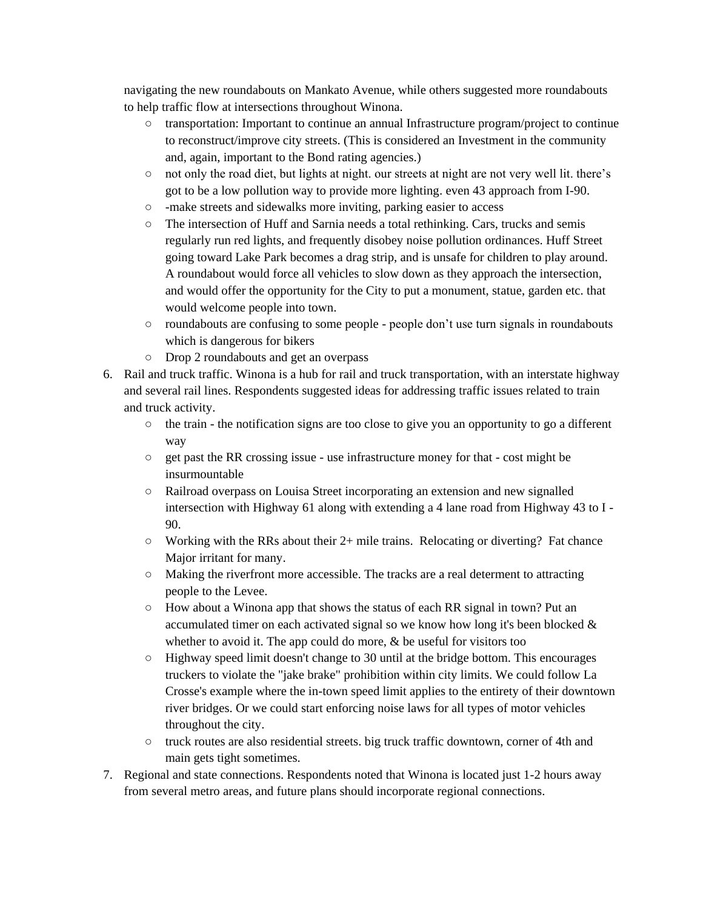navigating the new roundabouts on Mankato Avenue, while others suggested more roundabouts to help traffic flow at intersections throughout Winona.

- transportation: Important to continue an annual Infrastructure program/project to continue to reconstruct/improve city streets. (This is considered an Investment in the community and, again, important to the Bond rating agencies.)
- not only the road diet, but lights at night. our streets at night are not very well lit. there's got to be a low pollution way to provide more lighting. even 43 approach from I-90.
- -make streets and sidewalks more inviting, parking easier to access
- The intersection of Huff and Sarnia needs a total rethinking. Cars, trucks and semis regularly run red lights, and frequently disobey noise pollution ordinances. Huff Street going toward Lake Park becomes a drag strip, and is unsafe for children to play around. A roundabout would force all vehicles to slow down as they approach the intersection, and would offer the opportunity for the City to put a monument, statue, garden etc. that would welcome people into town.
- roundabouts are confusing to some people - people don't use turn signals in roundabouts which is dangerous for bikers
- Drop 2 roundabouts and get an overpass

6. Rail and truck traffic. Winona is a hub for rail and truck transportation, with an interstate highway and several rail lines. Respondents suggested ideas for addressing traffic issues related to train and truck activity.
   - the train - the notification signs are too close to give you an opportunity to go a different way
   - get past the RR crossing issue - use infrastructure money for that - cost might be insurmountable
   - Railroad overpass on Louisa Street incorporating an extension and new signalled intersection with Highway 61 along with extending a 4 lane road from Highway 43 to I - 90.
   - Working with the RRs about their 2+ mile trains. Relocating or diverting? Fat chance Major irritant for many.
   - Making the riverfront more accessible. The tracks are a real determent to attracting people to the Levee.
   - How about a Winona app that shows the status of each RR signal in town? Put an accumulated timer on each activated signal so we know how long it's been blocked & whether to avoid it. The app could do more, & be useful for visitors too
   - Highway speed limit doesn't change to 30 until at the bridge bottom. This encourages truckers to violate the "jake brake" prohibition within city limits. We could follow La Crosse's example where the in-town speed limit applies to the entirety of their downtown river bridges. Or we could start enforcing noise laws for all types of motor vehicles throughout the city.
   - truck routes are also residential streets. big truck traffic downtown, corner of 4th and main gets tight sometimes.
7. Regional and state connections. Respondents noted that Winona is located just 1-2 hours away from several metro areas, and future plans should incorporate regional connections.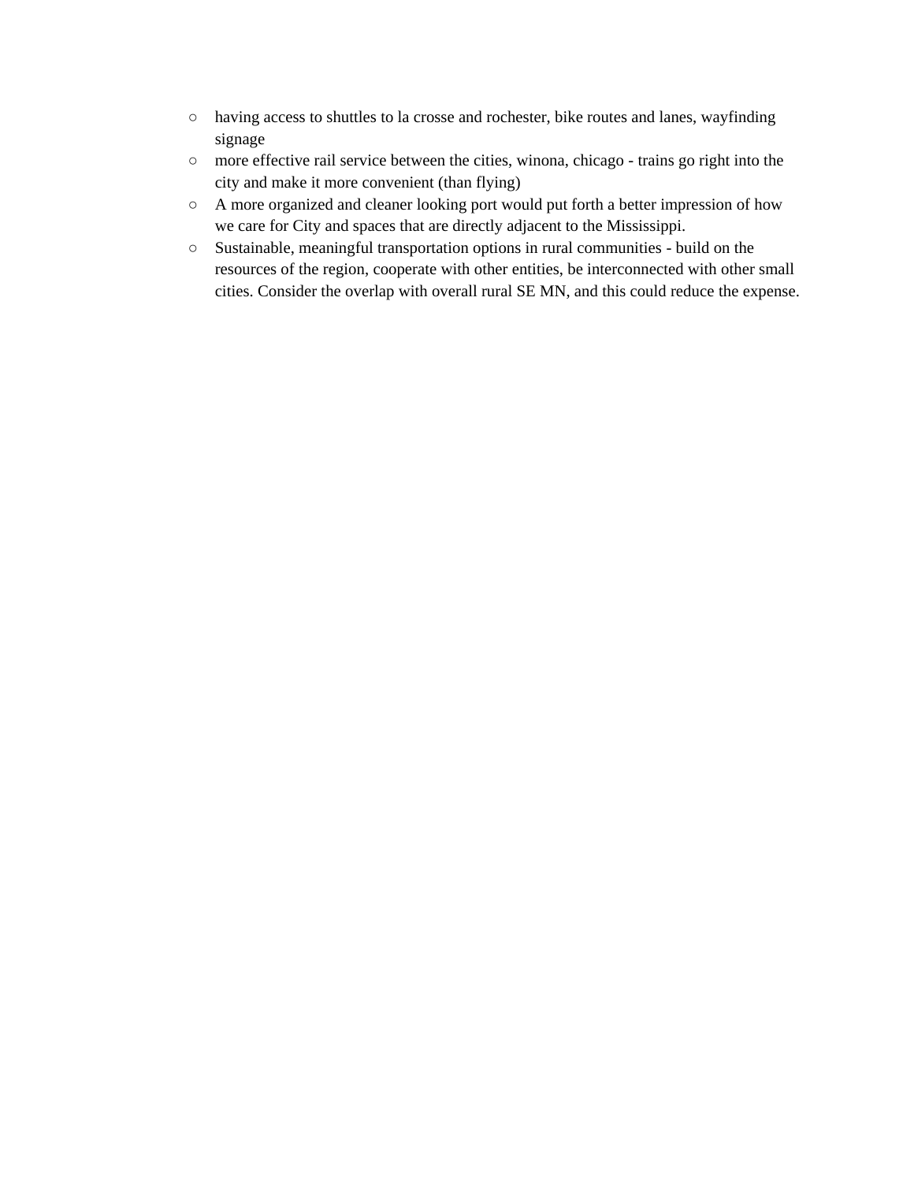- having access to shuttles to la crosse and rochester, bike routes and lanes, wayfinding signage
- more effective rail service between the cities, winona, chicago - trains go right into the city and make it more convenient (than flying)
- A more organized and cleaner looking port would put forth a better impression of how we care for City and spaces that are directly adjacent to the Mississippi.
- Sustainable, meaningful transportation options in rural communities - build on the resources of the region, cooperate with other entities, be interconnected with other small cities. Consider the overlap with overall rural SE MN, and this could reduce the expense.